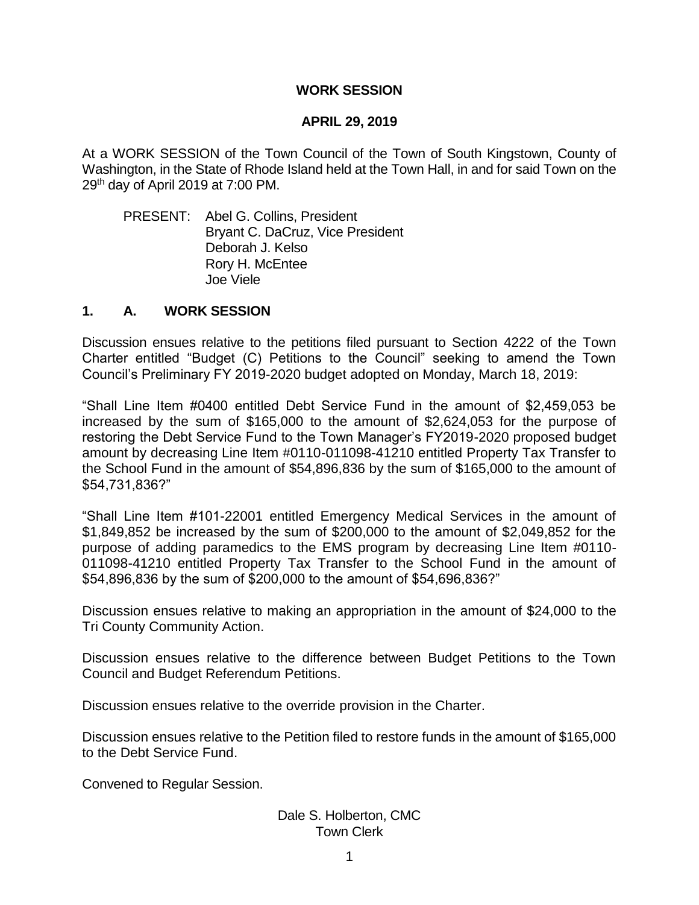# WORK SESSION

## APRIL 29, 2019

At a WORK SESSION of the Town Council of the Town of South Kingstown, County of Washington, in the State of Rhode Island held at the Town Hall, in and for said Town on the 29th day of April 2019 at 7:00 PM.

PRESENT: Abel G. Collins, President
Bryant C. DaCruz, Vice President
Deborah J. Kelso
Rory H. McEntee
Joe Viele

## 1. A. WORK SESSION

Discussion ensues relative to the petitions filed pursuant to Section 4222 of the Town Charter entitled "Budget (C) Petitions to the Council" seeking to amend the Town Council's Preliminary FY 2019-2020 budget adopted on Monday, March 18, 2019:

"Shall Line Item #0400 entitled Debt Service Fund in the amount of $2,459,053 be increased by the sum of $165,000 to the amount of $2,624,053 for the purpose of restoring the Debt Service Fund to the Town Manager's FY2019-2020 proposed budget amount by decreasing Line Item #0110-011098-41210 entitled Property Tax Transfer to the School Fund in the amount of $54,896,836 by the sum of $165,000 to the amount of $54,731,836?"

"Shall Line Item #101-22001 entitled Emergency Medical Services in the amount of $1,849,852 be increased by the sum of $200,000 to the amount of $2,049,852 for the purpose of adding paramedics to the EMS program by decreasing Line Item #0110-011098-41210 entitled Property Tax Transfer to the School Fund in the amount of $54,896,836 by the sum of $200,000 to the amount of $54,696,836?"

Discussion ensues relative to making an appropriation in the amount of $24,000 to the Tri County Community Action.

Discussion ensues relative to the difference between Budget Petitions to the Town Council and Budget Referendum Petitions.

Discussion ensues relative to the override provision in the Charter.

Discussion ensues relative to the Petition filed to restore funds in the amount of $165,000 to the Debt Service Fund.

Convened to Regular Session.

Dale S. Holberton, CMC
Town Clerk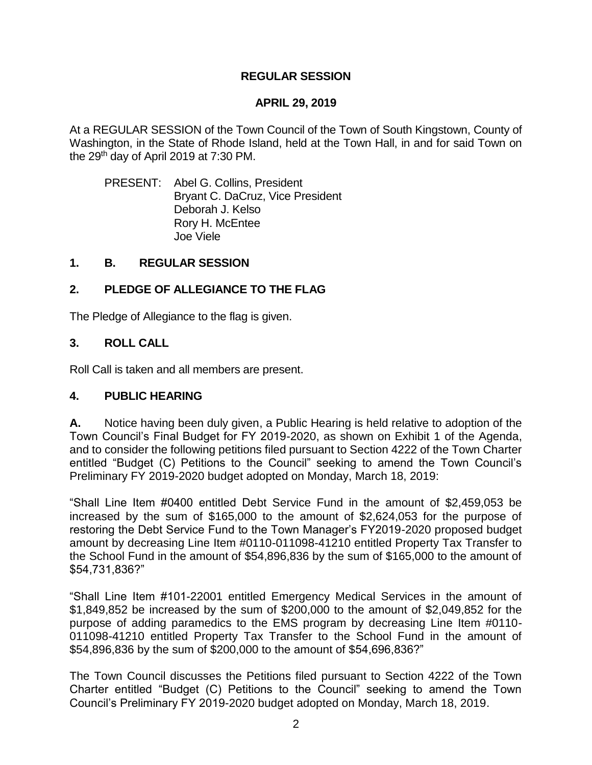**REGULAR SESSION**

**APRIL 29, 2019**

At a REGULAR SESSION of the Town Council of the Town of South Kingstown, County of Washington, in the State of Rhode Island, held at the Town Hall, in and for said Town on the 29th day of April 2019 at 7:30 PM.

PRESENT: Abel G. Collins, President
Bryant C. DaCruz, Vice President
Deborah J. Kelso
Rory H. McEntee
Joe Viele

## 1. B. REGULAR SESSION

## 2. PLEDGE OF ALLEGIANCE TO THE FLAG

The Pledge of Allegiance to the flag is given.

## 3. ROLL CALL

Roll Call is taken and all members are present.

## 4. PUBLIC HEARING

**A.** Notice having been duly given, a Public Hearing is held relative to adoption of the Town Council's Final Budget for FY 2019-2020, as shown on Exhibit 1 of the Agenda, and to consider the following petitions filed pursuant to Section 4222 of the Town Charter entitled "Budget (C) Petitions to the Council" seeking to amend the Town Council's Preliminary FY 2019-2020 budget adopted on Monday, March 18, 2019:

"Shall Line Item #0400 entitled Debt Service Fund in the amount of $2,459,053 be increased by the sum of $165,000 to the amount of $2,624,053 for the purpose of restoring the Debt Service Fund to the Town Manager's FY2019-2020 proposed budget amount by decreasing Line Item #0110-011098-41210 entitled Property Tax Transfer to the School Fund in the amount of $54,896,836 by the sum of $165,000 to the amount of $54,731,836?"

"Shall Line Item #101-22001 entitled Emergency Medical Services in the amount of $1,849,852 be increased by the sum of $200,000 to the amount of $2,049,852 for the purpose of adding paramedics to the EMS program by decreasing Line Item #0110-011098-41210 entitled Property Tax Transfer to the School Fund in the amount of $54,896,836 by the sum of $200,000 to the amount of $54,696,836?"

The Town Council discusses the Petitions filed pursuant to Section 4222 of the Town Charter entitled "Budget (C) Petitions to the Council" seeking to amend the Town Council's Preliminary FY 2019-2020 budget adopted on Monday, March 18, 2019.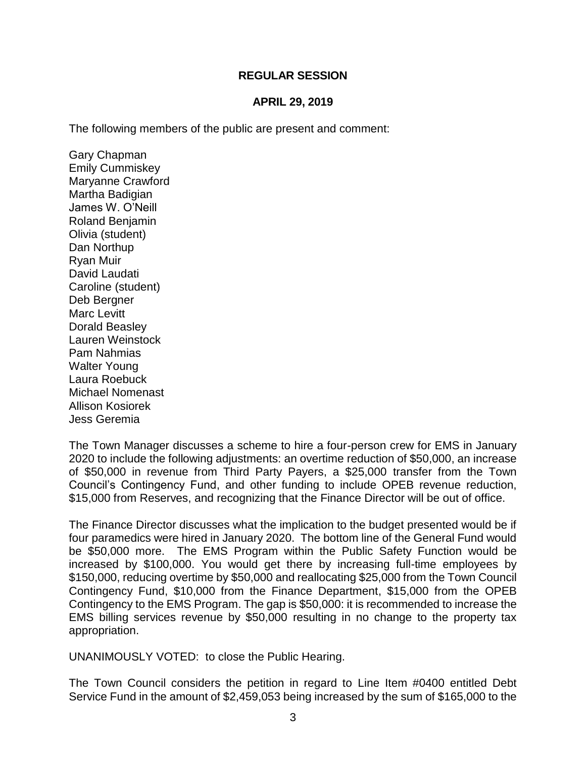**REGULAR SESSION**

**APRIL 29, 2019**

The following members of the public are present and comment:

Gary Chapman
Emily Cummiskey
Maryanne Crawford
Martha Badigian
James W. O'Neill
Roland Benjamin
Olivia (student)
Dan Northup
Ryan Muir
David Laudati
Caroline (student)
Deb Bergner
Marc Levitt
Dorald Beasley
Lauren Weinstock
Pam Nahmias
Walter Young
Laura Roebuck
Michael Nomenast
Allison Kosiorek
Jess Geremia

The Town Manager discusses a scheme to hire a four-person crew for EMS in January 2020 to include the following adjustments: an overtime reduction of $50,000, an increase of $50,000 in revenue from Third Party Payers, a $25,000 transfer from the Town Council's Contingency Fund, and other funding to include OPEB revenue reduction, $15,000 from Reserves, and recognizing that the Finance Director will be out of office.

The Finance Director discusses what the implication to the budget presented would be if four paramedics were hired in January 2020. The bottom line of the General Fund would be $50,000 more. The EMS Program within the Public Safety Function would be increased by $100,000. You would get there by increasing full-time employees by $150,000, reducing overtime by $50,000 and reallocating $25,000 from the Town Council Contingency Fund, $10,000 from the Finance Department, $15,000 from the OPEB Contingency to the EMS Program. The gap is $50,000: it is recommended to increase the EMS billing services revenue by $50,000 resulting in no change to the property tax appropriation.

UNANIMOUSLY VOTED: to close the Public Hearing.

The Town Council considers the petition in regard to Line Item #0400 entitled Debt Service Fund in the amount of $2,459,053 being increased by the sum of $165,000 to the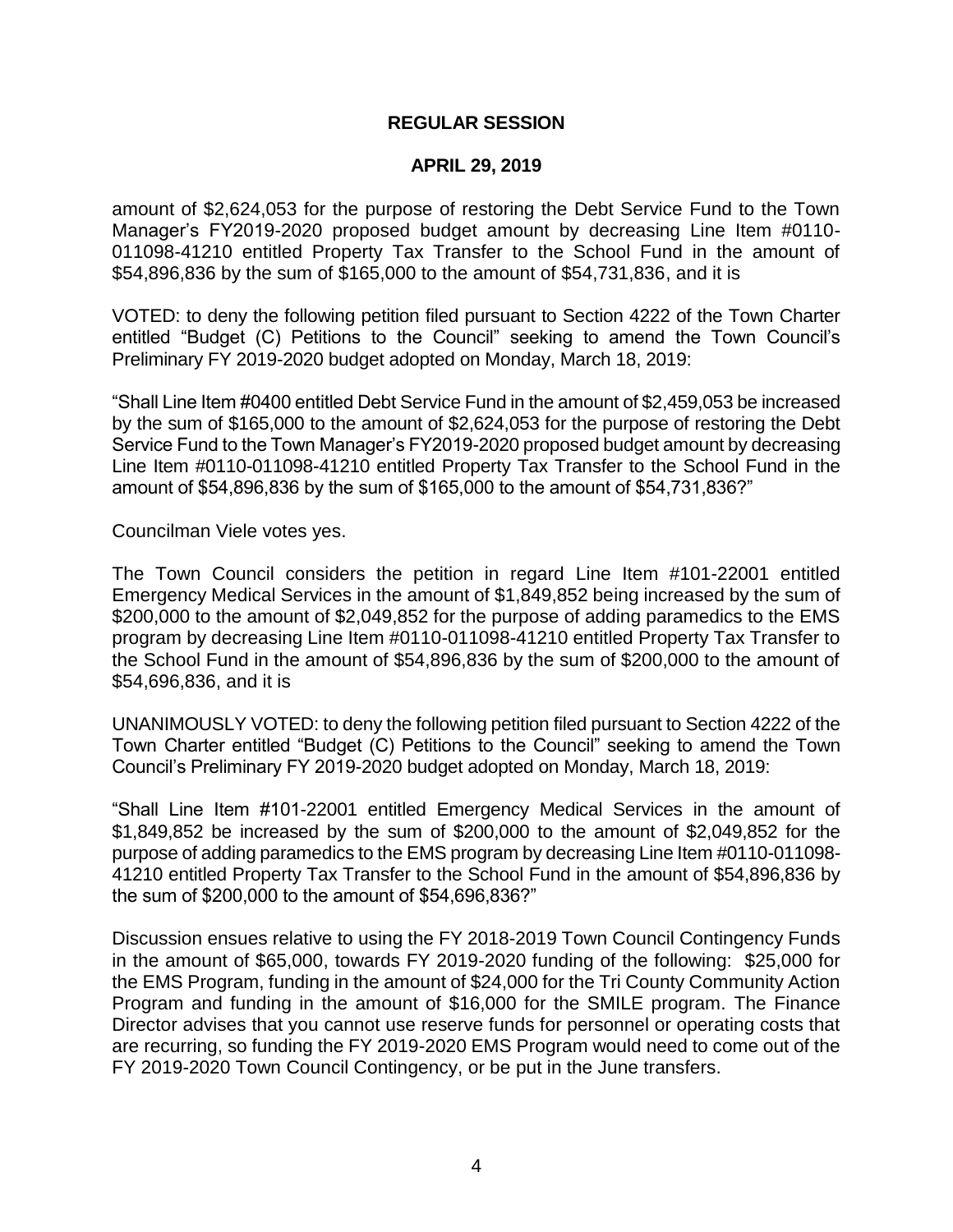amount of $2,624,053 for the purpose of restoring the Debt Service Fund to the Town Manager's FY2019-2020 proposed budget amount by decreasing Line Item #0110-011098-41210 entitled Property Tax Transfer to the School Fund in the amount of $54,896,836 by the sum of $165,000 to the amount of $54,731,836, and it is

VOTED: to deny the following petition filed pursuant to Section 4222 of the Town Charter entitled "Budget (C) Petitions to the Council" seeking to amend the Town Council's Preliminary FY 2019-2020 budget adopted on Monday, March 18, 2019:

"Shall Line Item #0400 entitled Debt Service Fund in the amount of $2,459,053 be increased by the sum of $165,000 to the amount of $2,624,053 for the purpose of restoring the Debt Service Fund to the Town Manager's FY2019-2020 proposed budget amount by decreasing Line Item #0110-011098-41210 entitled Property Tax Transfer to the School Fund in the amount of $54,896,836 by the sum of $165,000 to the amount of $54,731,836?"

Councilman Viele votes yes.

The Town Council considers the petition in regard Line Item #101-22001 entitled Emergency Medical Services in the amount of $1,849,852 being increased by the sum of $200,000 to the amount of $2,049,852 for the purpose of adding paramedics to the EMS program by decreasing Line Item #0110-011098-41210 entitled Property Tax Transfer to the School Fund in the amount of $54,896,836 by the sum of $200,000 to the amount of $54,696,836, and it is

UNANIMOUSLY VOTED: to deny the following petition filed pursuant to Section 4222 of the Town Charter entitled "Budget (C) Petitions to the Council" seeking to amend the Town Council's Preliminary FY 2019-2020 budget adopted on Monday, March 18, 2019:

"Shall Line Item #101-22001 entitled Emergency Medical Services in the amount of $1,849,852 be increased by the sum of $200,000 to the amount of $2,049,852 for the purpose of adding paramedics to the EMS program by decreasing Line Item #0110-011098-41210 entitled Property Tax Transfer to the School Fund in the amount of $54,896,836 by the sum of $200,000 to the amount of $54,696,836?"

Discussion ensues relative to using the FY 2018-2019 Town Council Contingency Funds in the amount of $65,000, towards FY 2019-2020 funding of the following: $25,000 for the EMS Program, funding in the amount of $24,000 for the Tri County Community Action Program and funding in the amount of $16,000 for the SMILE program. The Finance Director advises that you cannot use reserve funds for personnel or operating costs that are recurring, so funding the FY 2019-2020 EMS Program would need to come out of the FY 2019-2020 Town Council Contingency, or be put in the June transfers.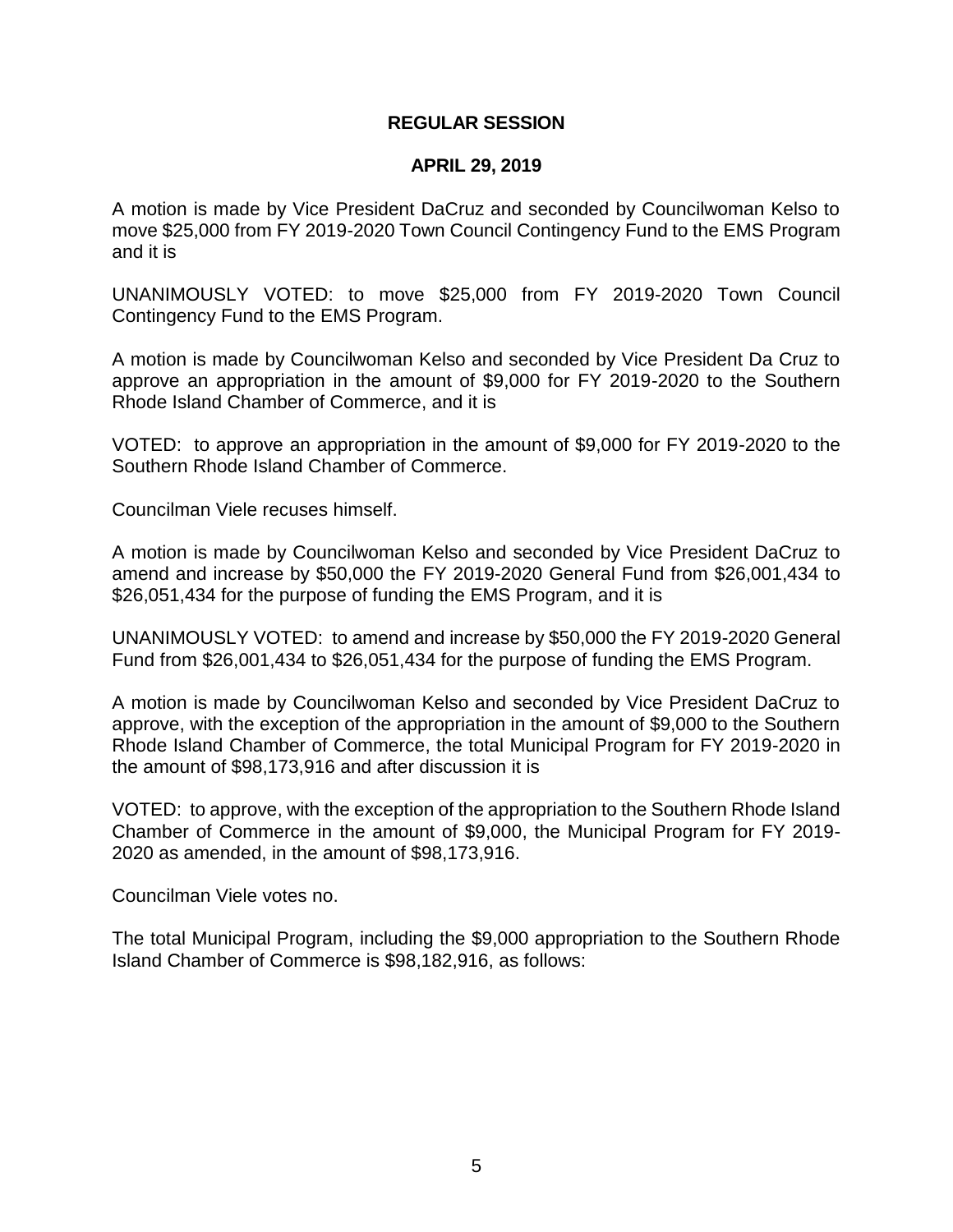**REGULAR SESSION**

**APRIL 29, 2019**

A motion is made by Vice President DaCruz and seconded by Councilwoman Kelso to move $25,000 from FY 2019-2020 Town Council Contingency Fund to the EMS Program and it is

UNANIMOUSLY VOTED: to move $25,000 from FY 2019-2020 Town Council Contingency Fund to the EMS Program.

A motion is made by Councilwoman Kelso and seconded by Vice President Da Cruz to approve an appropriation in the amount of $9,000 for FY 2019-2020 to the Southern Rhode Island Chamber of Commerce, and it is

VOTED: to approve an appropriation in the amount of $9,000 for FY 2019-2020 to the Southern Rhode Island Chamber of Commerce.

Councilman Viele recuses himself.

A motion is made by Councilwoman Kelso and seconded by Vice President DaCruz to amend and increase by $50,000 the FY 2019-2020 General Fund from $26,001,434 to $26,051,434 for the purpose of funding the EMS Program, and it is

UNANIMOUSLY VOTED: to amend and increase by $50,000 the FY 2019-2020 General Fund from $26,001,434 to $26,051,434 for the purpose of funding the EMS Program.

A motion is made by Councilwoman Kelso and seconded by Vice President DaCruz to approve, with the exception of the appropriation in the amount of $9,000 to the Southern Rhode Island Chamber of Commerce, the total Municipal Program for FY 2019-2020 in the amount of $98,173,916 and after discussion it is

VOTED: to approve, with the exception of the appropriation to the Southern Rhode Island Chamber of Commerce in the amount of $9,000, the Municipal Program for FY 2019-2020 as amended, in the amount of $98,173,916.

Councilman Viele votes no.

The total Municipal Program, including the $9,000 appropriation to the Southern Rhode Island Chamber of Commerce is $98,182,916, as follows: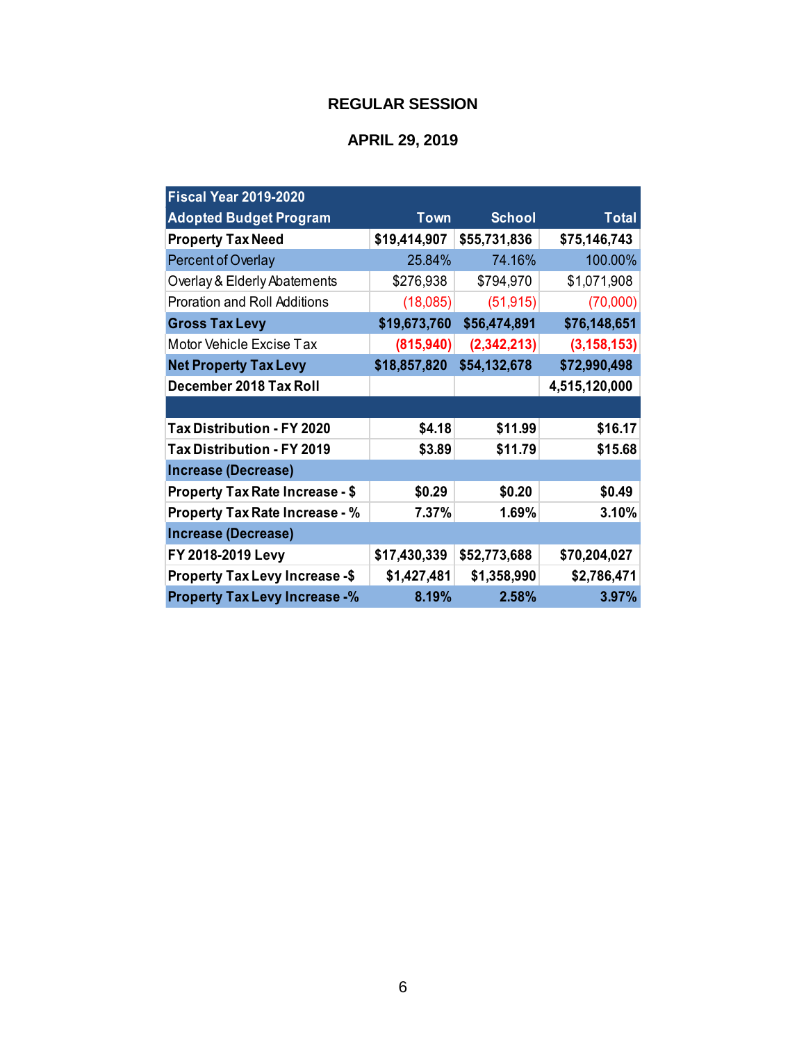## REGULAR SESSION

## APRIL 29, 2019

| Fiscal Year 2019-2020<br>Adopted Budget Program | Town | School | Total |
|---|---|---|---|
| **Property Tax Need** | **$19,414,907** | **$55,731,836** | **$75,146,743** |
| Percent of Overlay | 25.84% | 74.16% | 100.00% |
| Overlay & Elderly Abatements | $276,938 | $794,970 | $1,071,908 |
| Proration and Roll Additions | (18,085) | (51,915) | (70,000) |
| **Gross Tax Levy** | **$19,673,760** | **$56,474,891** | **$76,148,651** |
| Motor Vehicle Excise Tax | **(815,940)** | **(2,342,213)** | **(3,158,153)** |
| **Net Property Tax Levy** | **$18,857,820** | **$54,132,678** | **$72,990,498** |
| **December 2018 Tax Roll** | | | **4,515,120,000** |
| | | | |
| **Tax Distribution - FY 2020** | **$4.18** | **$11.99** | **$16.17** |
| **Tax Distribution - FY 2019** | **$3.89** | **$11.79** | **$15.68** |
| **Increase (Decrease)** | | | |
| **Property Tax Rate Increase - $** | **$0.29** | **$0.20** | **$0.49** |
| **Property Tax Rate Increase - %** | **7.37%** | **1.69%** | **3.10%** |
| **Increase (Decrease)** | | | |
| **FY 2018-2019 Levy** | **$17,430,339** | **$52,773,688** | **$70,204,027** |
| **Property Tax Levy Increase -$** | **$1,427,481** | **$1,358,990** | **$2,786,471** |
| **Property Tax Levy Increase -%** | **8.19%** | **2.58%** | **3.97%** |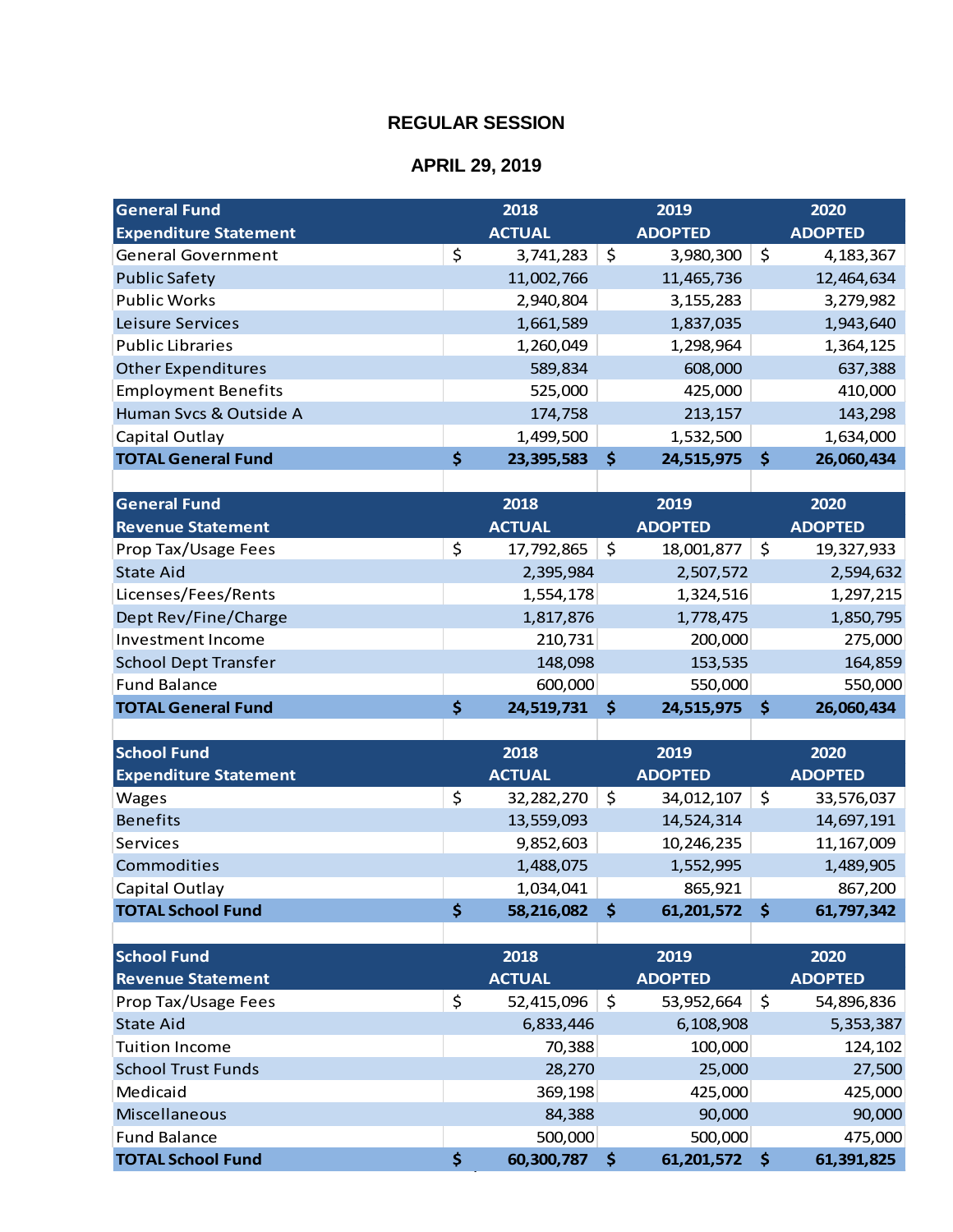## REGULAR SESSION

## APRIL 29, 2019

| General Fund Expenditure Statement | 2018 ACTUAL | 2019 ADOPTED | 2020 ADOPTED |
|---|---|---|---|
| General Government | $ 3,741,283 | $ 3,980,300 | $ 4,183,367 |
| Public Safety | 11,002,766 | 11,465,736 | 12,464,634 |
| Public Works | 2,940,804 | 3,155,283 | 3,279,982 |
| Leisure Services | 1,661,589 | 1,837,035 | 1,943,640 |
| Public Libraries | 1,260,049 | 1,298,964 | 1,364,125 |
| Other Expenditures | 589,834 | 608,000 | 637,388 |
| Employment Benefits | 525,000 | 425,000 | 410,000 |
| Human Svcs & Outside A | 174,758 | 213,157 | 143,298 |
| Capital Outlay | 1,499,500 | 1,532,500 | 1,634,000 |
| **TOTAL General Fund** | **$ 23,395,583** | **$ 24,515,975** | **$ 26,060,434** |

| General Fund Revenue Statement | 2018 ACTUAL | 2019 ADOPTED | 2020 ADOPTED |
|---|---|---|---|
| Prop Tax/Usage Fees | $ 17,792,865 | $ 18,001,877 | $ 19,327,933 |
| State Aid | 2,395,984 | 2,507,572 | 2,594,632 |
| Licenses/Fees/Rents | 1,554,178 | 1,324,516 | 1,297,215 |
| Dept Rev/Fine/Charge | 1,817,876 | 1,778,475 | 1,850,795 |
| Investment Income | 210,731 | 200,000 | 275,000 |
| School Dept Transfer | 148,098 | 153,535 | 164,859 |
| Fund Balance | 600,000 | 550,000 | 550,000 |
| **TOTAL General Fund** | **$ 24,519,731** | **$ 24,515,975** | **$ 26,060,434** |

| School Fund Expenditure Statement | 2018 ACTUAL | 2019 ADOPTED | 2020 ADOPTED |
|---|---|---|---|
| Wages | $ 32,282,270 | $ 34,012,107 | $ 33,576,037 |
| Benefits | 13,559,093 | 14,524,314 | 14,697,191 |
| Services | 9,852,603 | 10,246,235 | 11,167,009 |
| Commodities | 1,488,075 | 1,552,995 | 1,489,905 |
| Capital Outlay | 1,034,041 | 865,921 | 867,200 |
| **TOTAL School Fund** | **$ 58,216,082** | **$ 61,201,572** | **$ 61,797,342** |

| School Fund Revenue Statement | 2018 ACTUAL | 2019 ADOPTED | 2020 ADOPTED |
|---|---|---|---|
| Prop Tax/Usage Fees | $ 52,415,096 | $ 53,952,664 | $ 54,896,836 |
| State Aid | 6,833,446 | 6,108,908 | 5,353,387 |
| Tuition Income | 70,388 | 100,000 | 124,102 |
| School Trust Funds | 28,270 | 25,000 | 27,500 |
| Medicaid | 369,198 | 425,000 | 425,000 |
| Miscellaneous | 84,388 | 90,000 | 90,000 |
| Fund Balance | 500,000 | 500,000 | 475,000 |
| **TOTAL School Fund** | **$ 60,300,787** | **$ 61,201,572** | **$ 61,391,825** |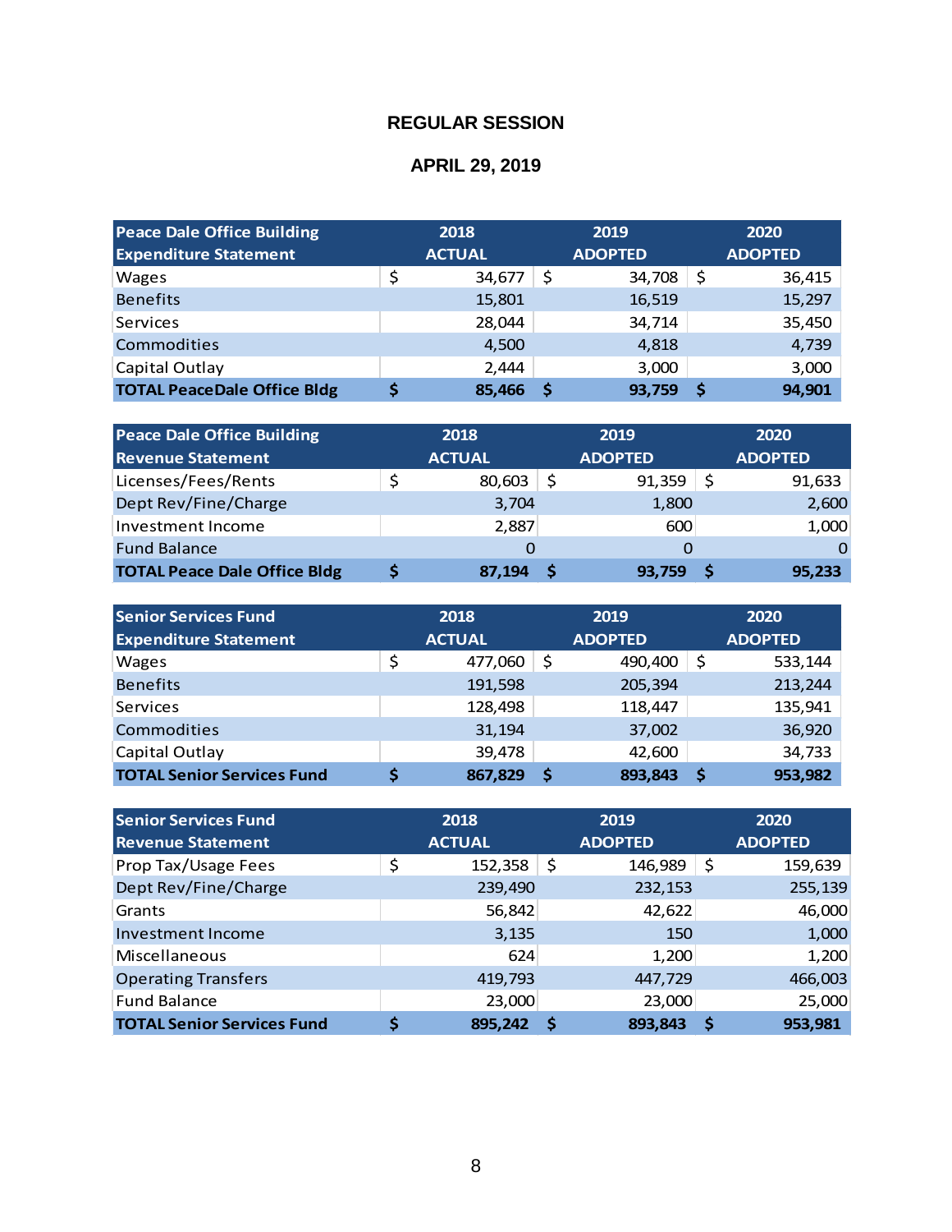# REGULAR SESSION

## APRIL 29, 2019

| Peace Dale Office Building Expenditure Statement | 2018 ACTUAL | 2019 ADOPTED | 2020 ADOPTED |
|---|---|---|---|
| Wages | $ 34,677 | $ 34,708 | $ 36,415 |
| Benefits | 15,801 | 16,519 | 15,297 |
| Services | 28,044 | 34,714 | 35,450 |
| Commodities | 4,500 | 4,818 | 4,739 |
| Capital Outlay | 2,444 | 3,000 | 3,000 |
| **TOTAL PeaceDale Office Bldg** | **$ 85,466** | **$ 93,759** | **$ 94,901** |

| Peace Dale Office Building Revenue Statement | 2018 ACTUAL | 2019 ADOPTED | 2020 ADOPTED |
|---|---|---|---|
| Licenses/Fees/Rents | $ 80,603 | $ 91,359 | $ 91,633 |
| Dept Rev/Fine/Charge | 3,704 | 1,800 | 2,600 |
| Investment Income | 2,887 | 600 | 1,000 |
| Fund Balance | 0 | 0 | 0 |
| **TOTAL Peace Dale Office Bldg** | **$ 87,194** | **$ 93,759** | **$ 95,233** |

| Senior Services Fund Expenditure Statement | 2018 ACTUAL | 2019 ADOPTED | 2020 ADOPTED |
|---|---|---|---|
| Wages | $ 477,060 | $ 490,400 | $ 533,144 |
| Benefits | 191,598 | 205,394 | 213,244 |
| Services | 128,498 | 118,447 | 135,941 |
| Commodities | 31,194 | 37,002 | 36,920 |
| Capital Outlay | 39,478 | 42,600 | 34,733 |
| **TOTAL Senior Services Fund** | **$ 867,829** | **$ 893,843** | **$ 953,982** |

| Senior Services Fund Revenue Statement | 2018 ACTUAL | 2019 ADOPTED | 2020 ADOPTED |
|---|---|---|---|
| Prop Tax/Usage Fees | $ 152,358 | $ 146,989 | $ 159,639 |
| Dept Rev/Fine/Charge | 239,490 | 232,153 | 255,139 |
| Grants | 56,842 | 42,622 | 46,000 |
| Investment Income | 3,135 | 150 | 1,000 |
| Miscellaneous | 624 | 1,200 | 1,200 |
| Operating Transfers | 419,793 | 447,729 | 466,003 |
| Fund Balance | 23,000 | 23,000 | 25,000 |
| **TOTAL Senior Services Fund** | **$ 895,242** | **$ 893,843** | **$ 953,981** |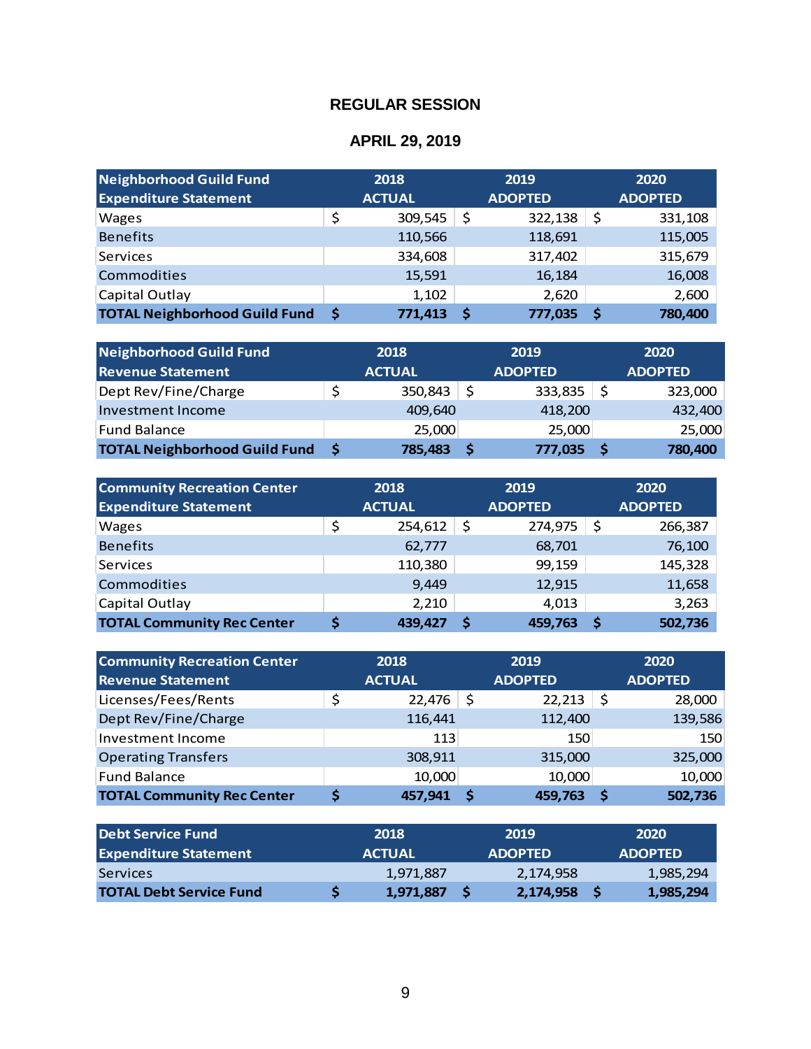# REGULAR SESSION

## APRIL 29, 2019

| Neighborhood Guild Fund Expenditure Statement | 2018 ACTUAL | 2019 ADOPTED | 2020 ADOPTED |
|---|---|---|---|
| Wages | $ 309,545 | $ 322,138 | $ 331,108 |
| Benefits | 110,566 | 118,691 | 115,005 |
| Services | 334,608 | 317,402 | 315,679 |
| Commodities | 15,591 | 16,184 | 16,008 |
| Capital Outlay | 1,102 | 2,620 | 2,600 |
| **TOTAL Neighborhood Guild Fund** | **$ 771,413** | **$ 777,035** | **$ 780,400** |

| Neighborhood Guild Fund Revenue Statement | 2018 ACTUAL | 2019 ADOPTED | 2020 ADOPTED |
|---|---|---|---|
| Dept Rev/Fine/Charge | $ 350,843 | $ 333,835 | $ 323,000 |
| Investment Income | 409,640 | 418,200 | 432,400 |
| Fund Balance | 25,000 | 25,000 | 25,000 |
| **TOTAL Neighborhood Guild Fund** | **$ 785,483** | **$ 777,035** | **$ 780,400** |

| Community Recreation Center Expenditure Statement | 2018 ACTUAL | 2019 ADOPTED | 2020 ADOPTED |
|---|---|---|---|
| Wages | $ 254,612 | $ 274,975 | $ 266,387 |
| Benefits | 62,777 | 68,701 | 76,100 |
| Services | 110,380 | 99,159 | 145,328 |
| Commodities | 9,449 | 12,915 | 11,658 |
| Capital Outlay | 2,210 | 4,013 | 3,263 |
| **TOTAL Community Rec Center** | **$ 439,427** | **$ 459,763** | **$ 502,736** |

| Community Recreation Center Revenue Statement | 2018 ACTUAL | 2019 ADOPTED | 2020 ADOPTED |
|---|---|---|---|
| Licenses/Fees/Rents | $ 22,476 | $ 22,213 | $ 28,000 |
| Dept Rev/Fine/Charge | 116,441 | 112,400 | 139,586 |
| Investment Income | 113 | 150 | 150 |
| Operating Transfers | 308,911 | 315,000 | 325,000 |
| Fund Balance | 10,000 | 10,000 | 10,000 |
| **TOTAL Community Rec Center** | **$ 457,941** | **$ 459,763** | **$ 502,736** |

| Debt Service Fund Expenditure Statement | 2018 ACTUAL | 2019 ADOPTED | 2020 ADOPTED |
|---|---|---|---|
| Services | 1,971,887 | 2,174,958 | 1,985,294 |
| **TOTAL Debt Service Fund** | **$ 1,971,887** | **$ 2,174,958** | **$ 1,985,294** |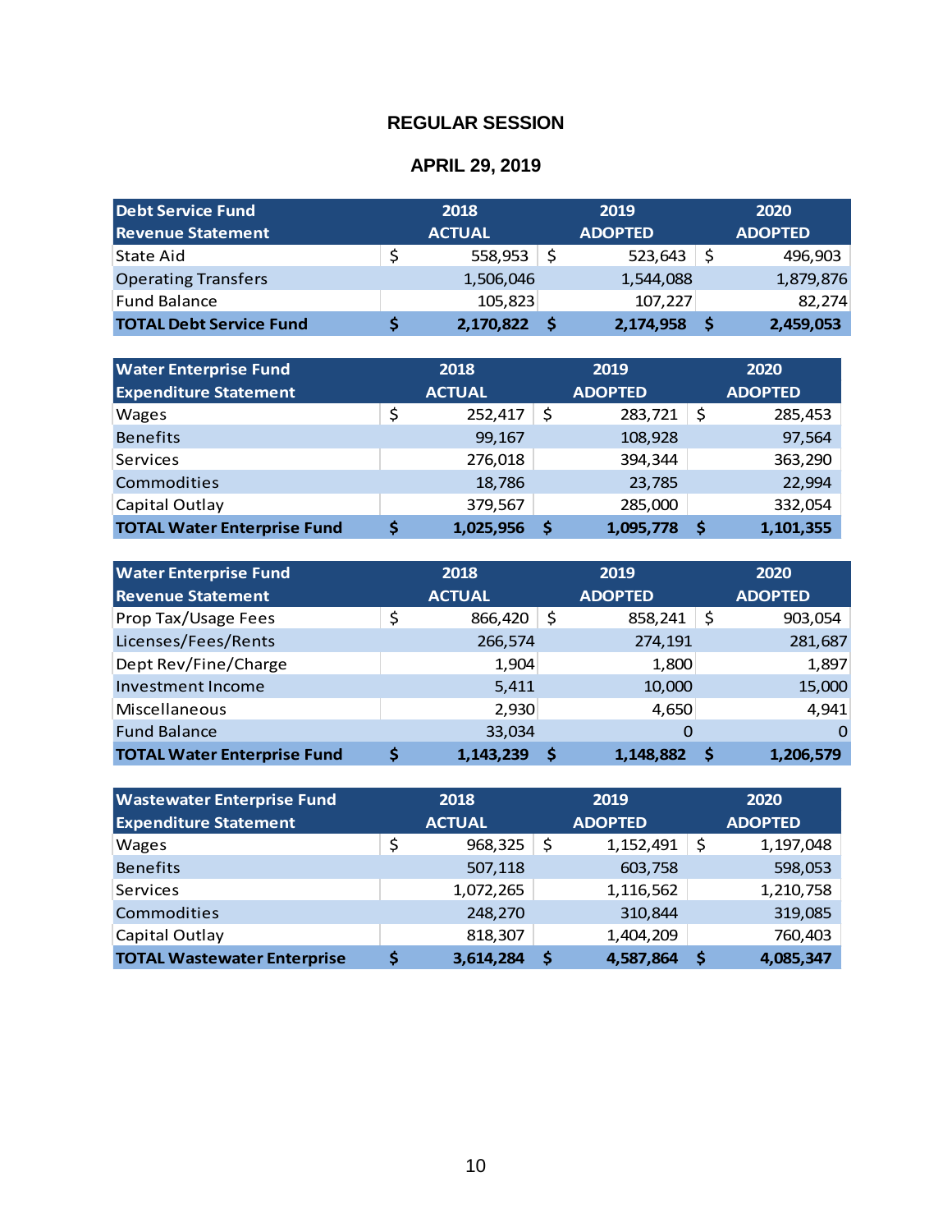# REGULAR SESSION

## APRIL 29, 2019

| Debt Service Fund Revenue Statement | 2018 ACTUAL | 2019 ADOPTED | 2020 ADOPTED |
|---|---|---|---|
| State Aid | $ 558,953 | $ 523,643 | $ 496,903 |
| Operating Transfers | 1,506,046 | 1,544,088 | 1,879,876 |
| Fund Balance | 105,823 | 107,227 | 82,274 |
| **TOTAL Debt Service Fund** | **$ 2,170,822** | **$ 2,174,958** | **$ 2,459,053** |

| Water Enterprise Fund Expenditure Statement | 2018 ACTUAL | 2019 ADOPTED | 2020 ADOPTED |
|---|---|---|---|
| Wages | $ 252,417 | $ 283,721 | $ 285,453 |
| Benefits | 99,167 | 108,928 | 97,564 |
| Services | 276,018 | 394,344 | 363,290 |
| Commodities | 18,786 | 23,785 | 22,994 |
| Capital Outlay | 379,567 | 285,000 | 332,054 |
| **TOTAL Water Enterprise Fund** | **$ 1,025,956** | **$ 1,095,778** | **$ 1,101,355** |

| Water Enterprise Fund Revenue Statement | 2018 ACTUAL | 2019 ADOPTED | 2020 ADOPTED |
|---|---|---|---|
| Prop Tax/Usage Fees | $ 866,420 | $ 858,241 | $ 903,054 |
| Licenses/Fees/Rents | 266,574 | 274,191 | 281,687 |
| Dept Rev/Fine/Charge | 1,904 | 1,800 | 1,897 |
| Investment Income | 5,411 | 10,000 | 15,000 |
| Miscellaneous | 2,930 | 4,650 | 4,941 |
| Fund Balance | 33,034 | 0 | 0 |
| **TOTAL Water Enterprise Fund** | **$ 1,143,239** | **$ 1,148,882** | **$ 1,206,579** |

| Wastewater Enterprise Fund Expenditure Statement | 2018 ACTUAL | 2019 ADOPTED | 2020 ADOPTED |
|---|---|---|---|
| Wages | $ 968,325 | $ 1,152,491 | $ 1,197,048 |
| Benefits | 507,118 | 603,758 | 598,053 |
| Services | 1,072,265 | 1,116,562 | 1,210,758 |
| Commodities | 248,270 | 310,844 | 319,085 |
| Capital Outlay | 818,307 | 1,404,209 | 760,403 |
| **TOTAL Wastewater Enterprise** | **$ 3,614,284** | **$ 4,587,864** | **$ 4,085,347** |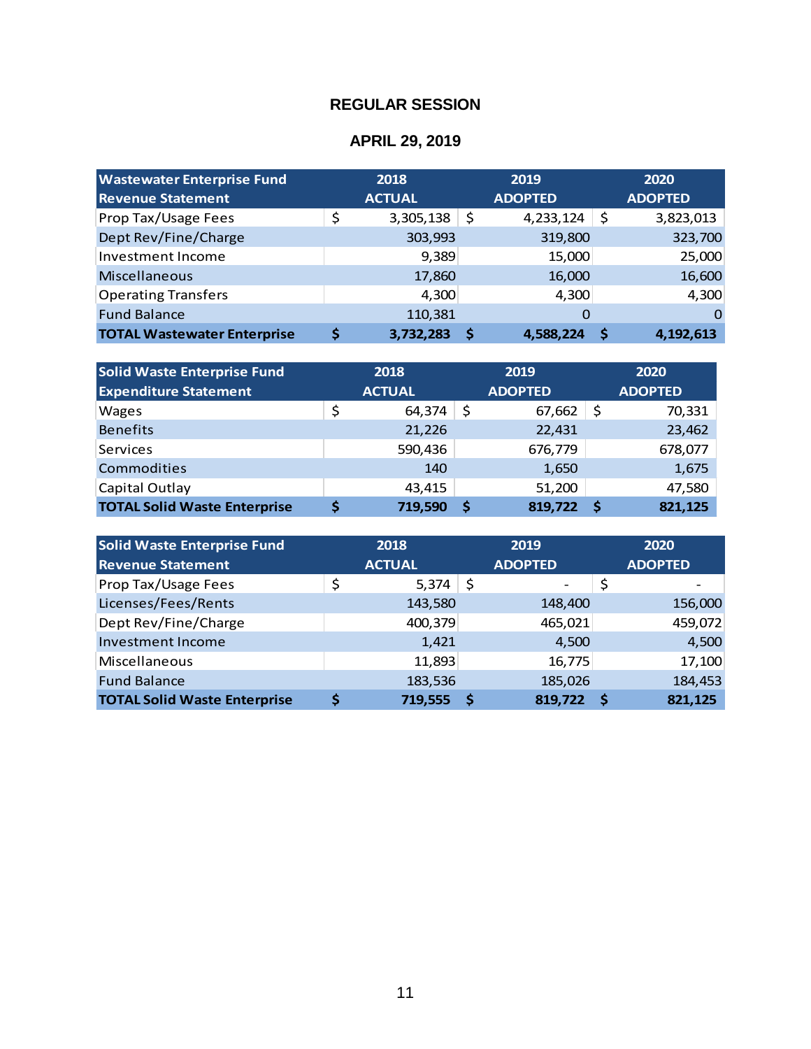**REGULAR SESSION**

**APRIL 29, 2019**

| Wastewater Enterprise Fund Revenue Statement | 2018 ACTUAL | 2019 ADOPTED | 2020 ADOPTED |
|---|---|---|---|
| Prop Tax/Usage Fees | $ 3,305,138 | $ 4,233,124 | $ 3,823,013 |
| Dept Rev/Fine/Charge | 303,993 | 319,800 | 323,700 |
| Investment Income | 9,389 | 15,000 | 25,000 |
| Miscellaneous | 17,860 | 16,000 | 16,600 |
| Operating Transfers | 4,300 | 4,300 | 4,300 |
| Fund Balance | 110,381 | 0 | 0 |
| **TOTAL Wastewater Enterprise** | **$ 3,732,283** | **$ 4,588,224** | **$ 4,192,613** |

| Solid Waste Enterprise Fund Expenditure Statement | 2018 ACTUAL | 2019 ADOPTED | 2020 ADOPTED |
|---|---|---|---|
| Wages | $ 64,374 | $ 67,662 | $ 70,331 |
| Benefits | 21,226 | 22,431 | 23,462 |
| Services | 590,436 | 676,779 | 678,077 |
| Commodities | 140 | 1,650 | 1,675 |
| Capital Outlay | 43,415 | 51,200 | 47,580 |
| **TOTAL Solid Waste Enterprise** | **$ 719,590** | **$ 819,722** | **$ 821,125** |

| Solid Waste Enterprise Fund Revenue Statement | 2018 ACTUAL | 2019 ADOPTED | 2020 ADOPTED |
|---|---|---|---|
| Prop Tax/Usage Fees | $ 5,374 | $ - | $ - |
| Licenses/Fees/Rents | 143,580 | 148,400 | 156,000 |
| Dept Rev/Fine/Charge | 400,379 | 465,021 | 459,072 |
| Investment Income | 1,421 | 4,500 | 4,500 |
| Miscellaneous | 11,893 | 16,775 | 17,100 |
| Fund Balance | 183,536 | 185,026 | 184,453 |
| **TOTAL Solid Waste Enterprise** | **$ 719,555** | **$ 819,722** | **$ 821,125** |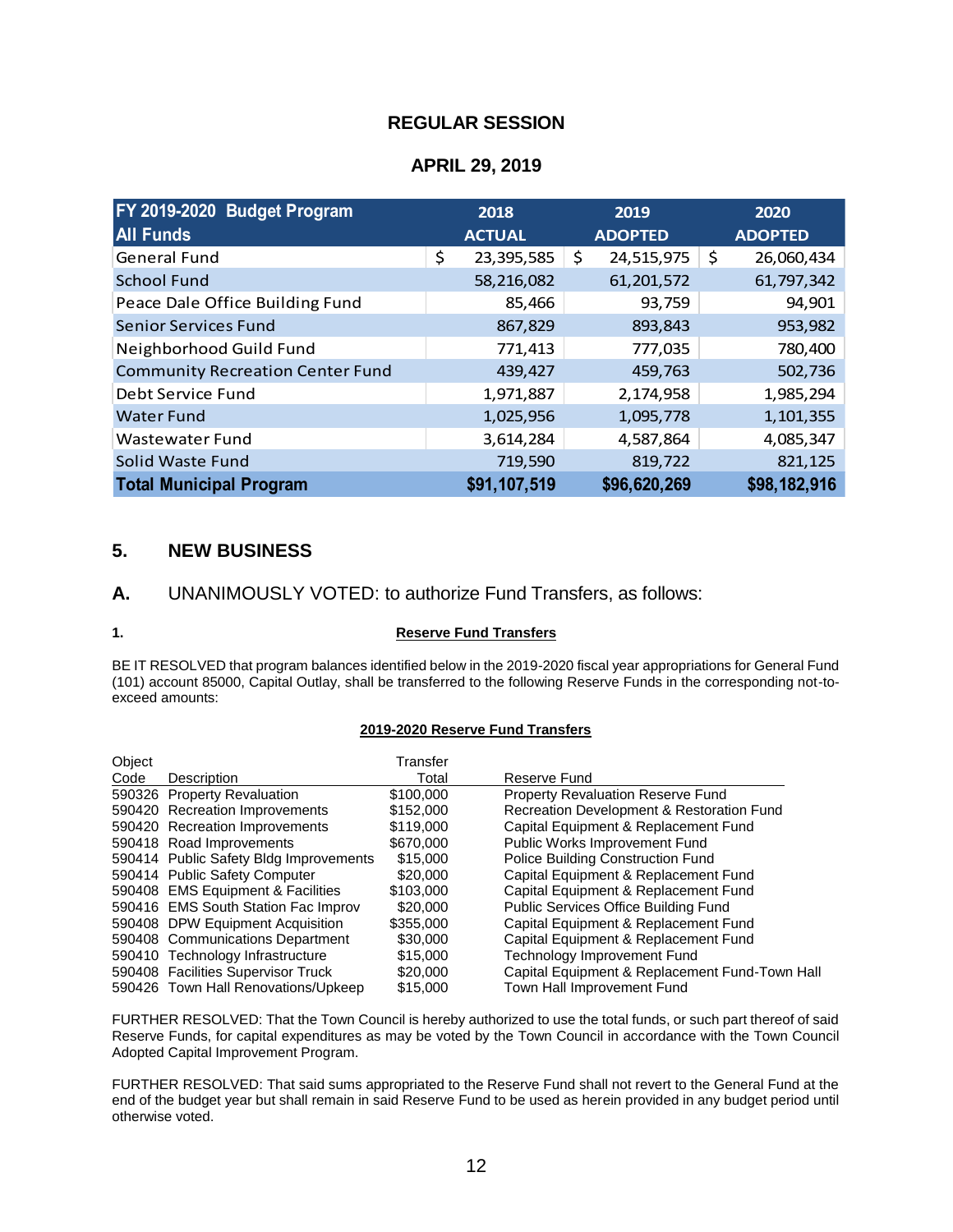## REGULAR SESSION

## APRIL 29, 2019

| FY 2019-2020 Budget Program All Funds | 2018 ACTUAL | 2019 ADOPTED | 2020 ADOPTED |
|---|---|---|---|
| General Fund | $ 23,395,585 | $ 24,515,975 | $ 26,060,434 |
| School Fund | 58,216,082 | 61,201,572 | 61,797,342 |
| Peace Dale Office Building Fund | 85,466 | 93,759 | 94,901 |
| Senior Services Fund | 867,829 | 893,843 | 953,982 |
| Neighborhood Guild Fund | 771,413 | 777,035 | 780,400 |
| Community Recreation Center Fund | 439,427 | 459,763 | 502,736 |
| Debt Service Fund | 1,971,887 | 2,174,958 | 1,985,294 |
| Water Fund | 1,025,956 | 1,095,778 | 1,101,355 |
| Wastewater Fund | 3,614,284 | 4,587,864 | 4,085,347 |
| Solid Waste Fund | 719,590 | 819,722 | 821,125 |
| **Total Municipal Program** | **$91,107,519** | **$96,620,269** | **$98,182,916** |

## 5. NEW BUSINESS

**A.** UNANIMOUSLY VOTED: to authorize Fund Transfers, as follows:

**1.** **Reserve Fund Transfers**

BE IT RESOLVED that program balances identified below in the 2019-2020 fiscal year appropriations for General Fund (101) account 85000, Capital Outlay, shall be transferred to the following Reserve Funds in the corresponding not-to-exceed amounts:

**2019-2020 Reserve Fund Transfers**

| Object Code | Description | Transfer Total | Reserve Fund |
|---|---|---|---|
| 590326 | Property Revaluation | $100,000 | Property Revaluation Reserve Fund |
| 590420 | Recreation Improvements | $152,000 | Recreation Development & Restoration Fund |
| 590420 | Recreation Improvements | $119,000 | Capital Equipment & Replacement Fund |
| 590418 | Road Improvements | $670,000 | Public Works Improvement Fund |
| 590414 | Public Safety Bldg Improvements | $15,000 | Police Building Construction Fund |
| 590414 | Public Safety Computer | $20,000 | Capital Equipment & Replacement Fund |
| 590408 | EMS Equipment & Facilities | $103,000 | Capital Equipment & Replacement Fund |
| 590416 | EMS South Station Fac Improv | $20,000 | Public Services Office Building Fund |
| 590408 | DPW Equipment Acquisition | $355,000 | Capital Equipment & Replacement Fund |
| 590408 | Communications Department | $30,000 | Capital Equipment & Replacement Fund |
| 590410 | Technology Infrastructure | $15,000 | Technology Improvement Fund |
| 590408 | Facilities Supervisor Truck | $20,000 | Capital Equipment & Replacement Fund-Town Hall |
| 590426 | Town Hall Renovations/Upkeep | $15,000 | Town Hall Improvement Fund |

FURTHER RESOLVED: That the Town Council is hereby authorized to use the total funds, or such part thereof of said Reserve Funds, for capital expenditures as may be voted by the Town Council in accordance with the Town Council Adopted Capital Improvement Program.

FURTHER RESOLVED: That said sums appropriated to the Reserve Fund shall not revert to the General Fund at the end of the budget year but shall remain in said Reserve Fund to be used as herein provided in any budget period until otherwise voted.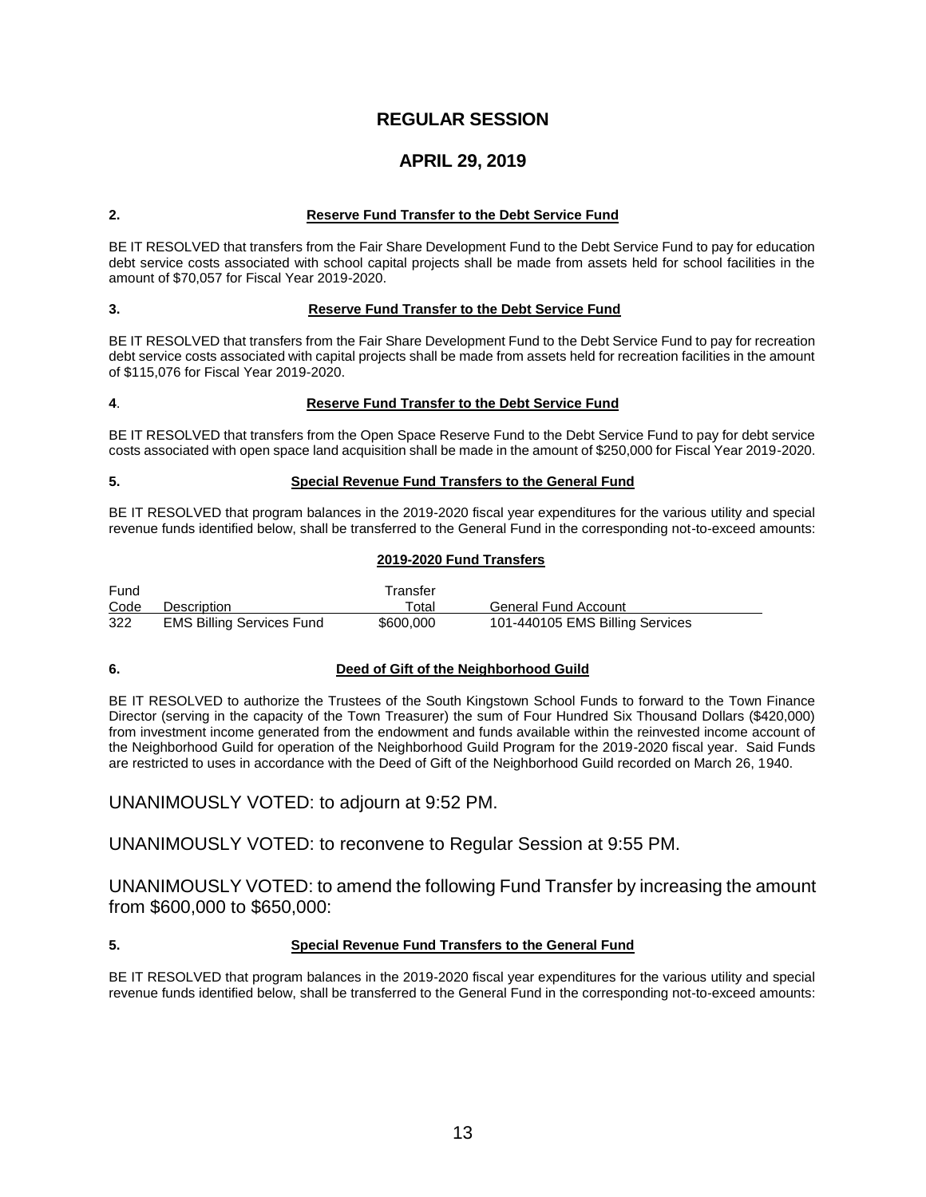# REGULAR SESSION

## APRIL 29, 2019

**2.** **Reserve Fund Transfer to the Debt Service Fund**

BE IT RESOLVED that transfers from the Fair Share Development Fund to the Debt Service Fund to pay for education debt service costs associated with school capital projects shall be made from assets held for school facilities in the amount of $70,057 for Fiscal Year 2019-2020.

**3.** **Reserve Fund Transfer to the Debt Service Fund**

BE IT RESOLVED that transfers from the Fair Share Development Fund to the Debt Service Fund to pay for recreation debt service costs associated with capital projects shall be made from assets held for recreation facilities in the amount of $115,076 for Fiscal Year 2019-2020.

**4**. **Reserve Fund Transfer to the Debt Service Fund**

BE IT RESOLVED that transfers from the Open Space Reserve Fund to the Debt Service Fund to pay for debt service costs associated with open space land acquisition shall be made in the amount of $250,000 for Fiscal Year 2019-2020.

**5.** **Special Revenue Fund Transfers to the General Fund**

BE IT RESOLVED that program balances in the 2019-2020 fiscal year expenditures for the various utility and special revenue funds identified below, shall be transferred to the General Fund in the corresponding not-to-exceed amounts:

**2019-2020 Fund Transfers**

| Fund Code | Description | Transfer Total | General Fund Account |
|---|---|---|---|
| 322 | EMS Billing Services Fund | $600,000 | 101-440105 EMS Billing Services |

**6.** **Deed of Gift of the Neighborhood Guild**

BE IT RESOLVED to authorize the Trustees of the South Kingstown School Funds to forward to the Town Finance Director (serving in the capacity of the Town Treasurer) the sum of Four Hundred Six Thousand Dollars ($420,000) from investment income generated from the endowment and funds available within the reinvested income account of the Neighborhood Guild for operation of the Neighborhood Guild Program for the 2019-2020 fiscal year. Said Funds are restricted to uses in accordance with the Deed of Gift of the Neighborhood Guild recorded on March 26, 1940.

UNANIMOUSLY VOTED: to adjourn at 9:52 PM.

UNANIMOUSLY VOTED: to reconvene to Regular Session at 9:55 PM.

UNANIMOUSLY VOTED: to amend the following Fund Transfer by increasing the amount from $600,000 to $650,000:

**5.** **Special Revenue Fund Transfers to the General Fund**

BE IT RESOLVED that program balances in the 2019-2020 fiscal year expenditures for the various utility and special revenue funds identified below, shall be transferred to the General Fund in the corresponding not-to-exceed amounts: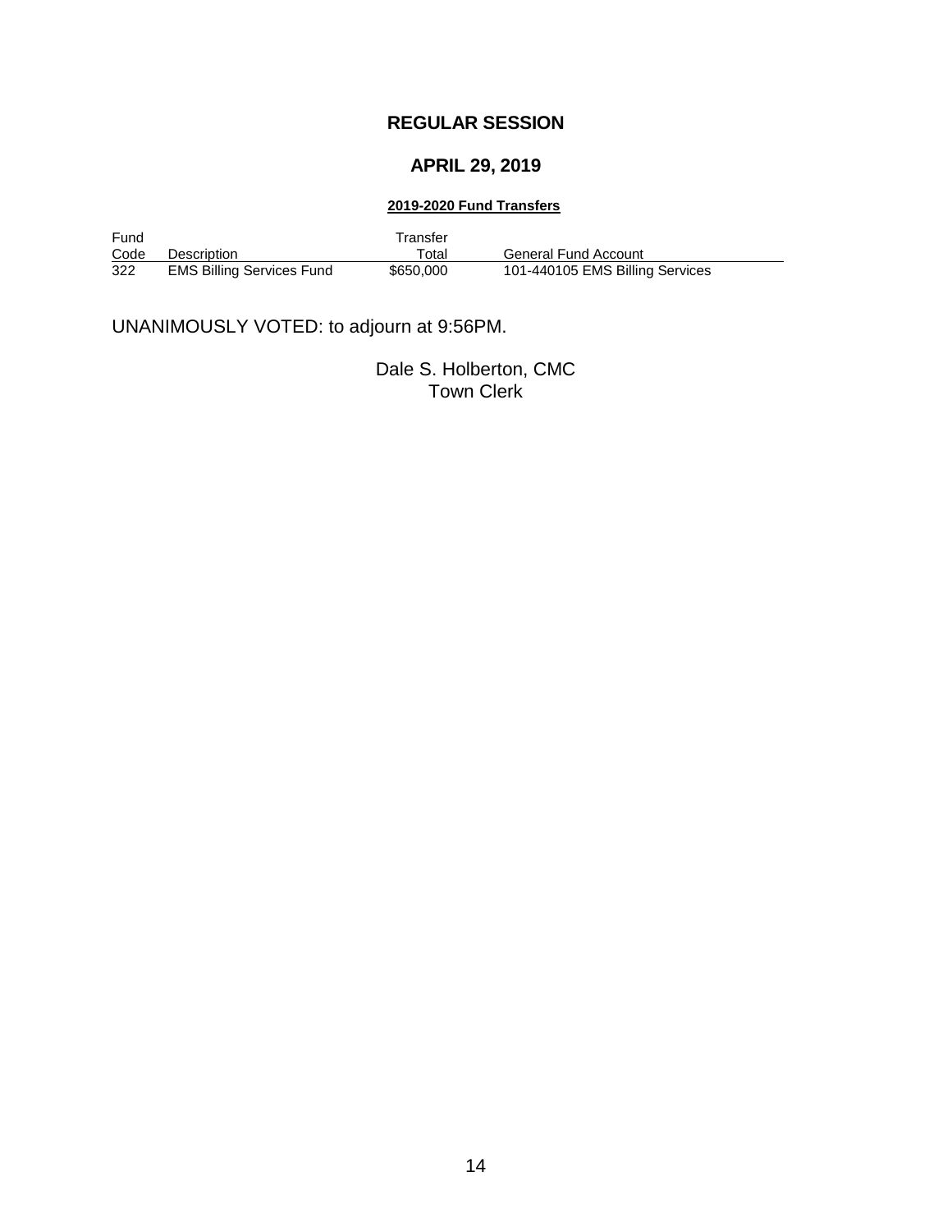## REGULAR SESSION

## APRIL 29, 2019

**2019-2020 Fund Transfers**

| Fund Code | Description | Transfer Total | General Fund Account |
|---|---|---|---|
| 322 | EMS Billing Services Fund | $650,000 | 101-440105 EMS Billing Services |

UNANIMOUSLY VOTED: to adjourn at 9:56PM.

Dale S. Holberton, CMC
Town Clerk